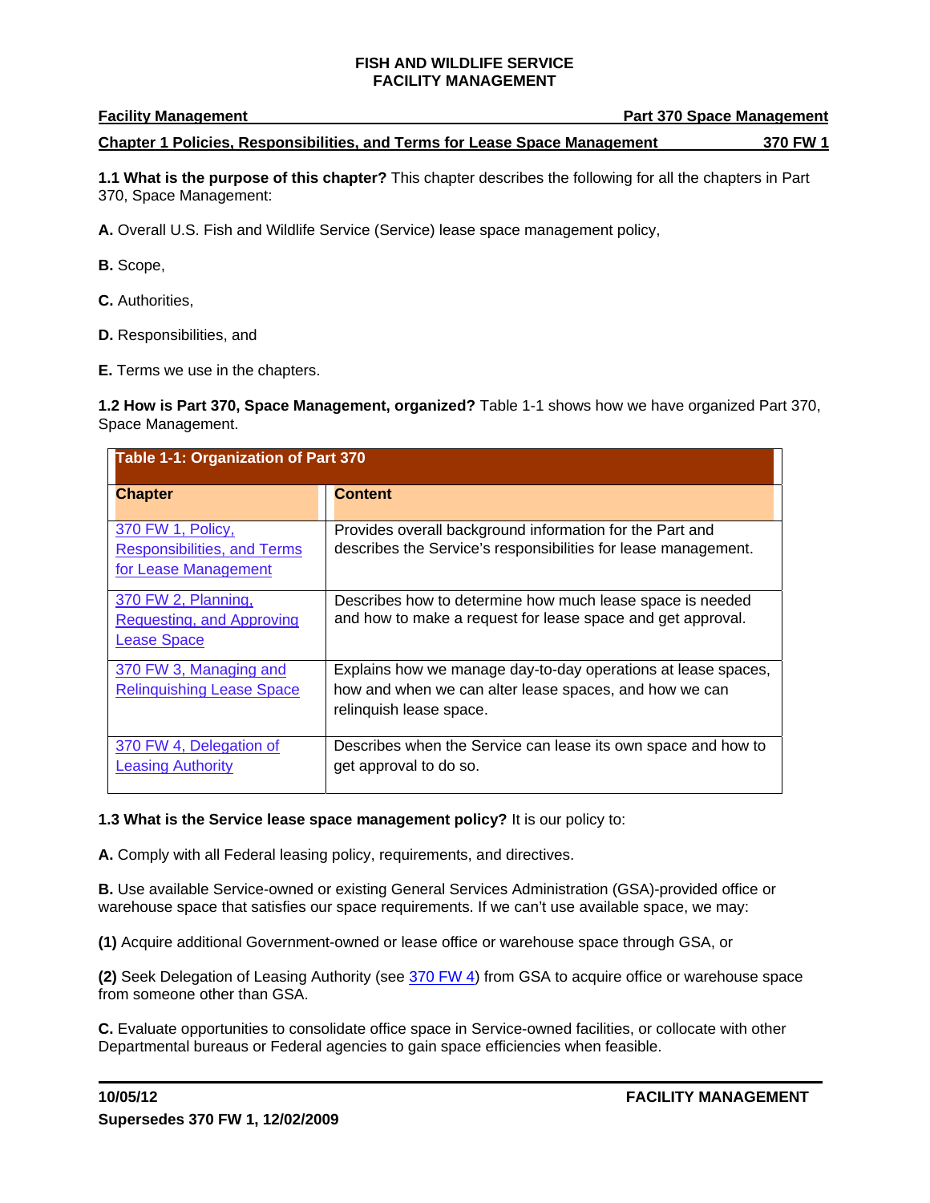# FISH AND WILDLIFE SERVICE
# FACILITY MANAGEMENT

**Facility Management** | **Part 370 Space Management**

**Chapter 1 Policies, Responsibilities, and Terms for Lease Space Management** | **370 FW 1**

**1.1 What is the purpose of this chapter?** This chapter describes the following for all the chapters in Part 370, Space Management:

**A.** Overall U.S. Fish and Wildlife Service (Service) lease space management policy,

**B.** Scope,

**C.** Authorities,

**D.** Responsibilities, and

**E.** Terms we use in the chapters.

**1.2 How is Part 370, Space Management, organized?** Table 1-1 shows how we have organized Part 370, Space Management.

**Table 1-1: Organization of Part 370**

| Chapter | Content |
|---|---|
| 370 FW 1, Policy, Responsibilities, and Terms for Lease Management | Provides overall background information for the Part and describes the Service's responsibilities for lease management. |
| 370 FW 2, Planning, Requesting, and Approving Lease Space | Describes how to determine how much lease space is needed and how to make a request for lease space and get approval. |
| 370 FW 3, Managing and Relinquishing Lease Space | Explains how we manage day-to-day operations at lease spaces, how and when we can alter lease spaces, and how we can relinquish lease space. |
| 370 FW 4, Delegation of Leasing Authority | Describes when the Service can lease its own space and how to get approval to do so. |

**1.3 What is the Service lease space management policy?** It is our policy to:

**A.** Comply with all Federal leasing policy, requirements, and directives.

**B.** Use available Service-owned or existing General Services Administration (GSA)-provided office or warehouse space that satisfies our space requirements. If we can't use available space, we may:

**(1)** Acquire additional Government-owned or lease office or warehouse space through GSA, or

**(2)** Seek Delegation of Leasing Authority (see 370 FW 4) from GSA to acquire office or warehouse space from someone other than GSA.

**C.** Evaluate opportunities to consolidate office space in Service-owned facilities, or collocate with other Departmental bureaus or Federal agencies to gain space efficiencies when feasible.

**10/05/12**
**Supersedes 370 FW 1, 12/02/2009**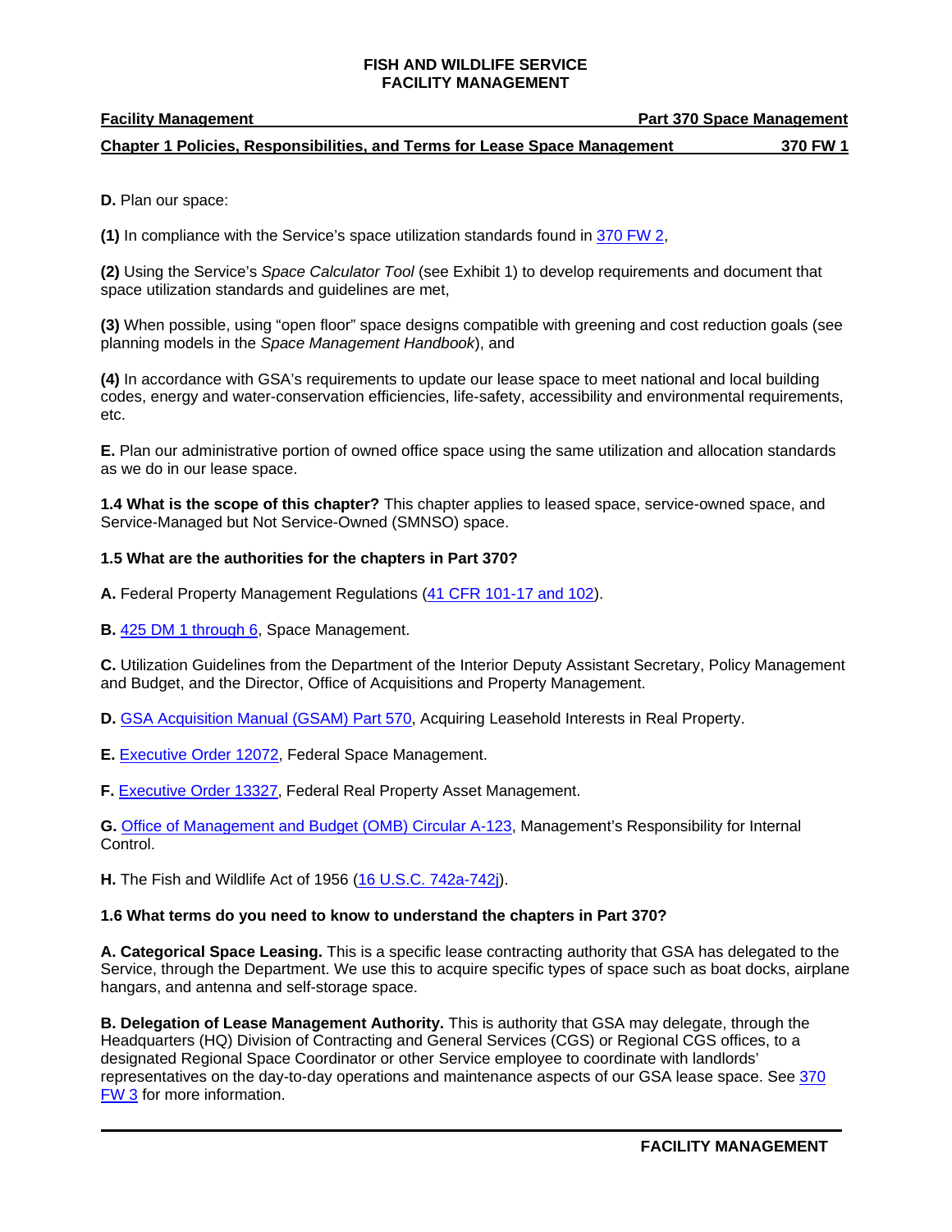**D.** Plan our space:

**(1)** In compliance with the Service's space utilization standards found in 370 FW 2,

**(2)** Using the Service's *Space Calculator Tool* (see Exhibit 1) to develop requirements and document that space utilization standards and guidelines are met,

**(3)** When possible, using "open floor" space designs compatible with greening and cost reduction goals (see planning models in the *Space Management Handbook*), and

**(4)** In accordance with GSA's requirements to update our lease space to meet national and local building codes, energy and water-conservation efficiencies, life-safety, accessibility and environmental requirements, etc.

**E.** Plan our administrative portion of owned office space using the same utilization and allocation standards as we do in our lease space.

**1.4 What is the scope of this chapter?** This chapter applies to leased space, service-owned space, and Service-Managed but Not Service-Owned (SMNSO) space.

**1.5 What are the authorities for the chapters in Part 370?**

**A.** Federal Property Management Regulations (41 CFR 101-17 and 102).

**B.** 425 DM 1 through 6, Space Management.

**C.** Utilization Guidelines from the Department of the Interior Deputy Assistant Secretary, Policy Management and Budget, and the Director, Office of Acquisitions and Property Management.

**D.** GSA Acquisition Manual (GSAM) Part 570, Acquiring Leasehold Interests in Real Property.

**E.** Executive Order 12072, Federal Space Management.

**F.** Executive Order 13327, Federal Real Property Asset Management.

**G.** Office of Management and Budget (OMB) Circular A-123, Management's Responsibility for Internal Control.

**H.** The Fish and Wildlife Act of 1956 (16 U.S.C. 742a-742j).

**1.6 What terms do you need to know to understand the chapters in Part 370?**

**A. Categorical Space Leasing.** This is a specific lease contracting authority that GSA has delegated to the Service, through the Department. We use this to acquire specific types of space such as boat docks, airplane hangars, and antenna and self-storage space.

**B. Delegation of Lease Management Authority.** This is authority that GSA may delegate, through the Headquarters (HQ) Division of Contracting and General Services (CGS) or Regional CGS offices, to a designated Regional Space Coordinator or other Service employee to coordinate with landlords' representatives on the day-to-day operations and maintenance aspects of our GSA lease space. See 370 FW 3 for more information.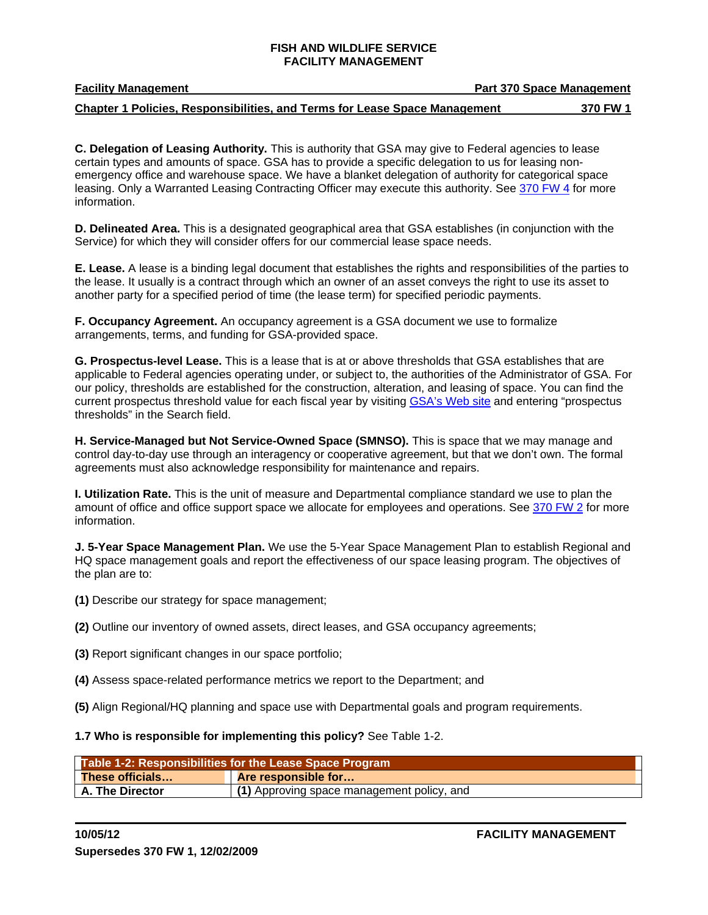**C. Delegation of Leasing Authority.** This is authority that GSA may give to Federal agencies to lease certain types and amounts of space. GSA has to provide a specific delegation to us for leasing non-emergency office and warehouse space. We have a blanket delegation of authority for categorical space leasing. Only a Warranted Leasing Contracting Officer may execute this authority. See 370 FW 4 for more information.

**D. Delineated Area.** This is a designated geographical area that GSA establishes (in conjunction with the Service) for which they will consider offers for our commercial lease space needs.

**E. Lease.** A lease is a binding legal document that establishes the rights and responsibilities of the parties to the lease. It usually is a contract through which an owner of an asset conveys the right to use its asset to another party for a specified period of time (the lease term) for specified periodic payments.

**F. Occupancy Agreement.** An occupancy agreement is a GSA document we use to formalize arrangements, terms, and funding for GSA-provided space.

**G. Prospectus-level Lease.** This is a lease that is at or above thresholds that GSA establishes that are applicable to Federal agencies operating under, or subject to, the authorities of the Administrator of GSA. For our policy, thresholds are established for the construction, alteration, and leasing of space. You can find the current prospectus threshold value for each fiscal year by visiting GSA's Web site and entering "prospectus thresholds" in the Search field.

**H. Service-Managed but Not Service-Owned Space (SMNSO).** This is space that we may manage and control day-to-day use through an interagency or cooperative agreement, but that we don't own. The formal agreements must also acknowledge responsibility for maintenance and repairs.

**I. Utilization Rate.** This is the unit of measure and Departmental compliance standard we use to plan the amount of office and office support space we allocate for employees and operations. See 370 FW 2 for more information.

**J. 5-Year Space Management Plan.** We use the 5-Year Space Management Plan to establish Regional and HQ space management goals and report the effectiveness of our space leasing program. The objectives of the plan are to:

**(1)** Describe our strategy for space management;

**(2)** Outline our inventory of owned assets, direct leases, and GSA occupancy agreements;

**(3)** Report significant changes in our space portfolio;

**(4)** Assess space-related performance metrics we report to the Department; and

**(5)** Align Regional/HQ planning and space use with Departmental goals and program requirements.

**1.7 Who is responsible for implementing this policy?** See Table 1-2.

| Table 1-2: Responsibilities for the Lease Space Program | |
|---|---|
| **These officials…** | **Are responsible for…** |
| **A. The Director** | **(1)** Approving space management policy, and |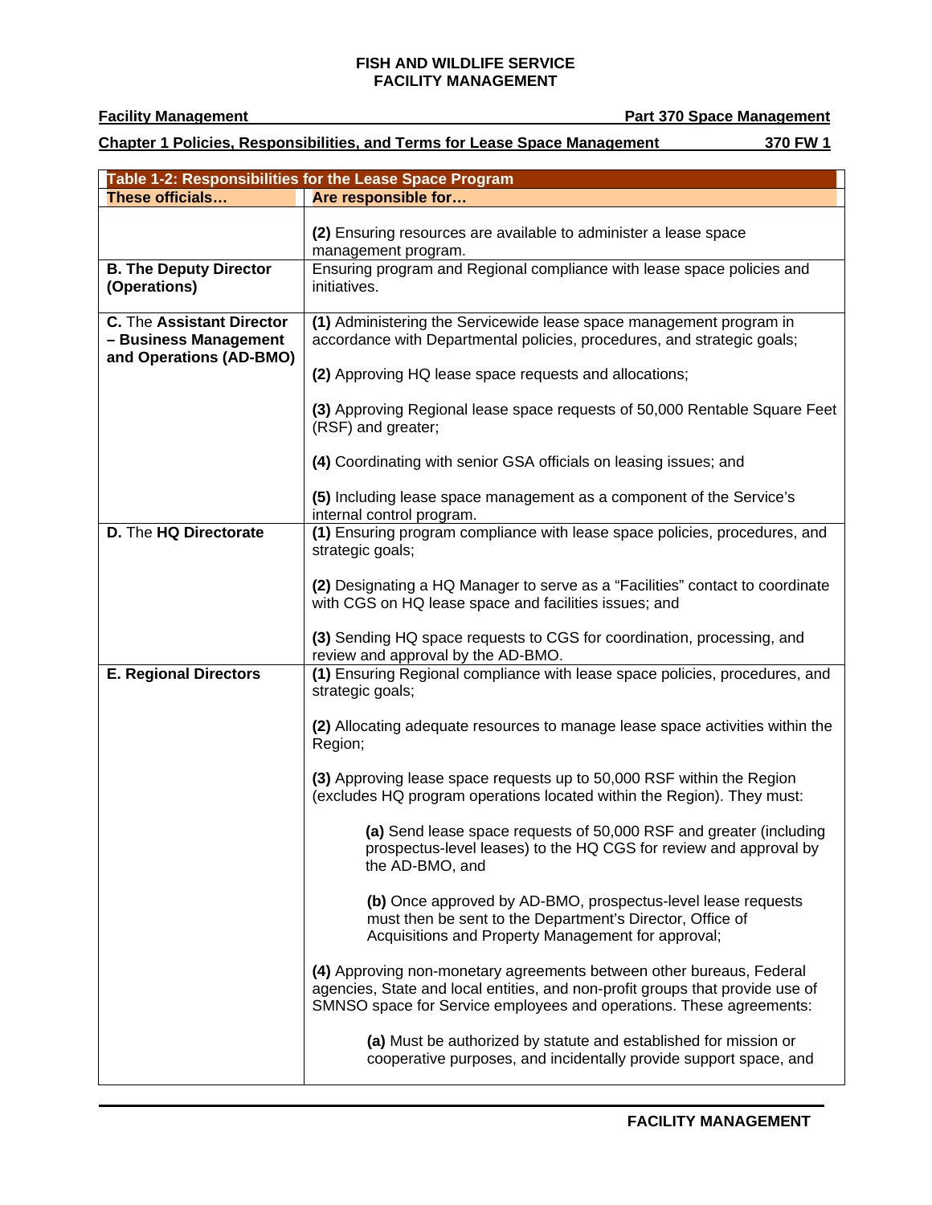| Table 1-2: Responsibilities for the Lease Space Program | |
|---|---|
| **These officials…** | **Are responsible for…** |
| | **(2)** Ensuring resources are available to administer a lease space management program. |
| **B. The Deputy Director (Operations)** | Ensuring program and Regional compliance with lease space policies and initiatives. |
| **C.** The **Assistant Director – Business Management and Operations (AD-BMO)** | **(1)** Administering the Servicewide lease space management program in accordance with Departmental policies, procedures, and strategic goals;<br><br>**(2)** Approving HQ lease space requests and allocations;<br><br>**(3)** Approving Regional lease space requests of 50,000 Rentable Square Feet (RSF) and greater;<br><br>**(4)** Coordinating with senior GSA officials on leasing issues; and<br><br>**(5)** Including lease space management as a component of the Service's internal control program. |
| **D.** The **HQ Directorate** | **(1)** Ensuring program compliance with lease space policies, procedures, and strategic goals;<br><br>**(2)** Designating a HQ Manager to serve as a "Facilities" contact to coordinate with CGS on HQ lease space and facilities issues; and<br><br>**(3)** Sending HQ space requests to CGS for coordination, processing, and review and approval by the AD-BMO. |
| **E. Regional Directors** | **(1)** Ensuring Regional compliance with lease space policies, procedures, and strategic goals;<br><br>**(2)** Allocating adequate resources to manage lease space activities within the Region;<br><br>**(3)** Approving lease space requests up to 50,000 RSF within the Region (excludes HQ program operations located within the Region). They must:<br><br>**(a)** Send lease space requests of 50,000 RSF and greater (including prospectus-level leases) to the HQ CGS for review and approval by the AD-BMO, and<br><br>**(b)** Once approved by AD-BMO, prospectus-level lease requests must then be sent to the Department's Director, Office of Acquisitions and Property Management for approval;<br><br>**(4)** Approving non-monetary agreements between other bureaus, Federal agencies, State and local entities, and non-profit groups that provide use of SMNSO space for Service employees and operations. These agreements:<br><br>**(a)** Must be authorized by statute and established for mission or cooperative purposes, and incidentally provide support space, and |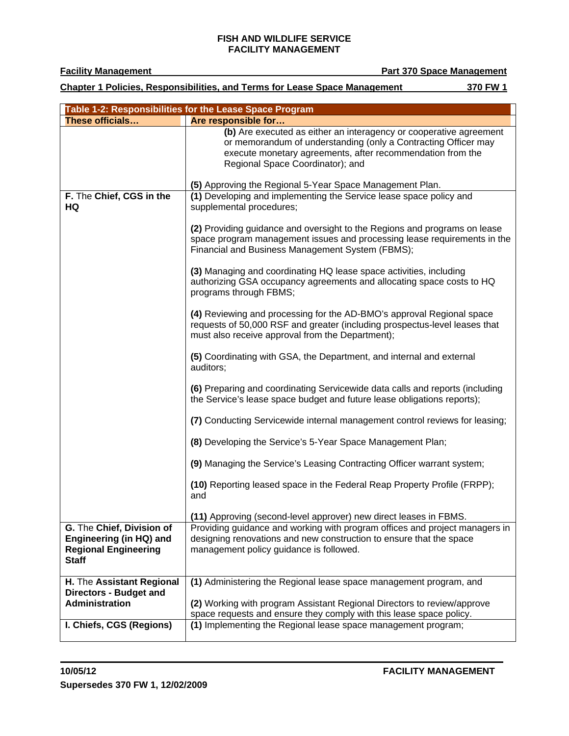| Table 1-2: Responsibilities for the Lease Space Program | |
|---|---|
| **These officials…** | **Are responsible for…** |
| | **(b)** Are executed as either an interagency or cooperative agreement or memorandum of understanding (only a Contracting Officer may execute monetary agreements, after recommendation from the Regional Space Coordinator); and<br><br>**(5)** Approving the Regional 5-Year Space Management Plan. |
| **F.** The **Chief, CGS in the HQ** | **(1)** Developing and implementing the Service lease space policy and supplemental procedures;<br><br>**(2)** Providing guidance and oversight to the Regions and programs on lease space program management issues and processing lease requirements in the Financial and Business Management System (FBMS);<br><br>**(3)** Managing and coordinating HQ lease space activities, including authorizing GSA occupancy agreements and allocating space costs to HQ programs through FBMS;<br><br>**(4)** Reviewing and processing for the AD-BMO's approval Regional space requests of 50,000 RSF and greater (including prospectus-level leases that must also receive approval from the Department);<br><br>**(5)** Coordinating with GSA, the Department, and internal and external auditors;<br><br>**(6)** Preparing and coordinating Servicewide data calls and reports (including the Service's lease space budget and future lease obligations reports);<br><br>**(7)** Conducting Servicewide internal management control reviews for leasing;<br><br>**(8)** Developing the Service's 5-Year Space Management Plan;<br><br>**(9)** Managing the Service's Leasing Contracting Officer warrant system;<br><br>**(10)** Reporting leased space in the Federal Reap Property Profile (FRPP); and<br><br>**(11)** Approving (second-level approver) new direct leases in FBMS. |
| **G.** The **Chief, Division of Engineering (in HQ) and Regional Engineering Staff** | Providing guidance and working with program offices and project managers in designing renovations and new construction to ensure that the space management policy guidance is followed. |
| **H.** The **Assistant Regional Directors - Budget and Administration** | **(1)** Administering the Regional lease space management program, and<br><br>**(2)** Working with program Assistant Regional Directors to review/approve space requests and ensure they comply with this lease space policy. |
| **I. Chiefs, CGS (Regions)** | **(1)** Implementing the Regional lease space management program; |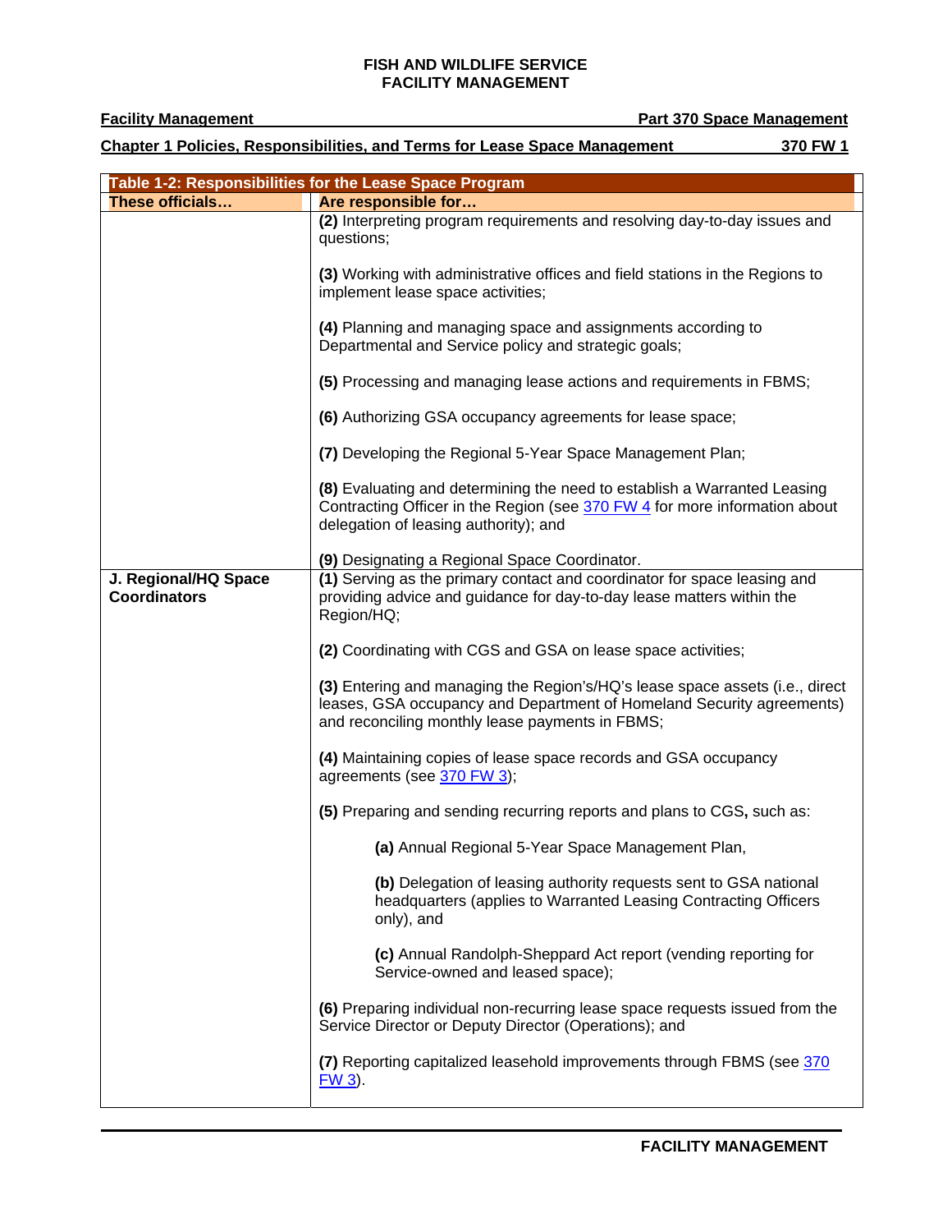| Table 1-2: Responsibilities for the Lease Space Program | |
|---|---|
| **These officials…** | **Are responsible for…** |
| | **(2)** Interpreting program requirements and resolving day-to-day issues and questions;<br><br>**(3)** Working with administrative offices and field stations in the Regions to implement lease space activities;<br><br>**(4)** Planning and managing space and assignments according to Departmental and Service policy and strategic goals;<br><br>**(5)** Processing and managing lease actions and requirements in FBMS;<br><br>**(6)** Authorizing GSA occupancy agreements for lease space;<br><br>**(7)** Developing the Regional 5-Year Space Management Plan;<br><br>**(8)** Evaluating and determining the need to establish a Warranted Leasing Contracting Officer in the Region (see 370 FW 4 for more information about delegation of leasing authority); and<br><br>**(9)** Designating a Regional Space Coordinator. |
| **J. Regional/HQ Space Coordinators** | **(1)** Serving as the primary contact and coordinator for space leasing and providing advice and guidance for day-to-day lease matters within the Region/HQ;<br><br>**(2)** Coordinating with CGS and GSA on lease space activities;<br><br>**(3)** Entering and managing the Region's/HQ's lease space assets (i.e., direct leases, GSA occupancy and Department of Homeland Security agreements) and reconciling monthly lease payments in FBMS;<br><br>**(4)** Maintaining copies of lease space records and GSA occupancy agreements (see 370 FW 3);<br><br>**(5)** Preparing and sending recurring reports and plans to CGS**,** such as:<br><br>**(a)** Annual Regional 5-Year Space Management Plan,<br><br>**(b)** Delegation of leasing authority requests sent to GSA national headquarters (applies to Warranted Leasing Contracting Officers only), and<br><br>**(c)** Annual Randolph-Sheppard Act report (vending reporting for Service-owned and leased space);<br><br>**(6)** Preparing individual non-recurring lease space requests issued from the Service Director or Deputy Director (Operations); and<br><br>**(7)** Reporting capitalized leasehold improvements through FBMS (see 370 FW 3). |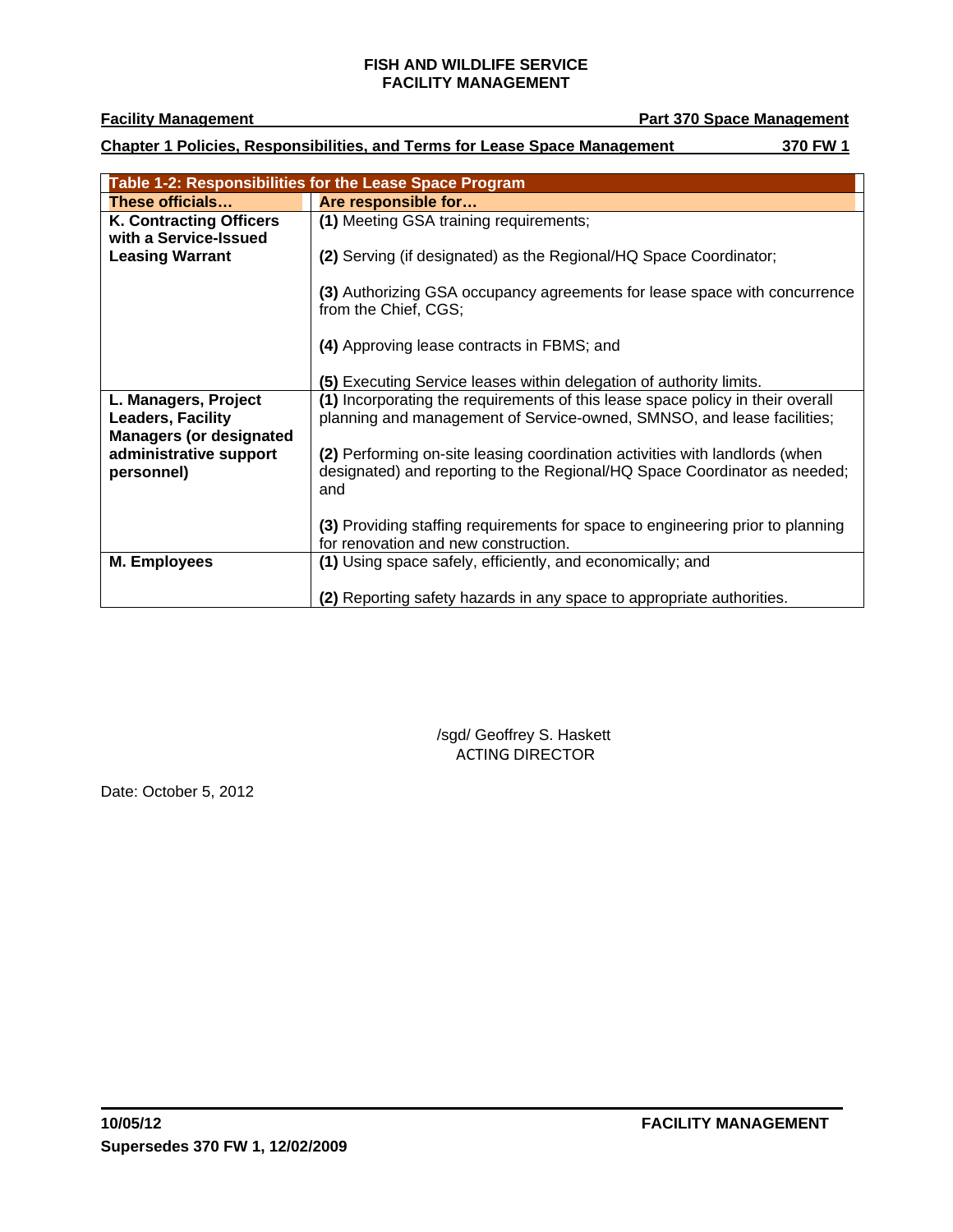| Table 1-2: Responsibilities for the Lease Space Program | |
|---|---|
| **These officials…** | **Are responsible for…** |
| **K. Contracting Officers with a Service-Issued Leasing Warrant** | **(1)** Meeting GSA training requirements;<br><br>**(2)** Serving (if designated) as the Regional/HQ Space Coordinator;<br><br>**(3)** Authorizing GSA occupancy agreements for lease space with concurrence from the Chief, CGS;<br><br>**(4)** Approving lease contracts in FBMS; and<br><br>**(5)** Executing Service leases within delegation of authority limits. |
| **L. Managers, Project Leaders, Facility Managers (or designated administrative support personnel)** | **(1)** Incorporating the requirements of this lease space policy in their overall planning and management of Service-owned, SMNSO, and lease facilities;<br><br>**(2)** Performing on-site leasing coordination activities with landlords (when designated) and reporting to the Regional/HQ Space Coordinator as needed; and<br><br>**(3)** Providing staffing requirements for space to engineering prior to planning for renovation and new construction. |
| **M. Employees** | **(1)** Using space safely, efficiently, and economically; and<br><br>**(2)** Reporting safety hazards in any space to appropriate authorities. |

/sgd/ Geoffrey S. Haskett
ACTING DIRECTOR

Date: October 5, 2012